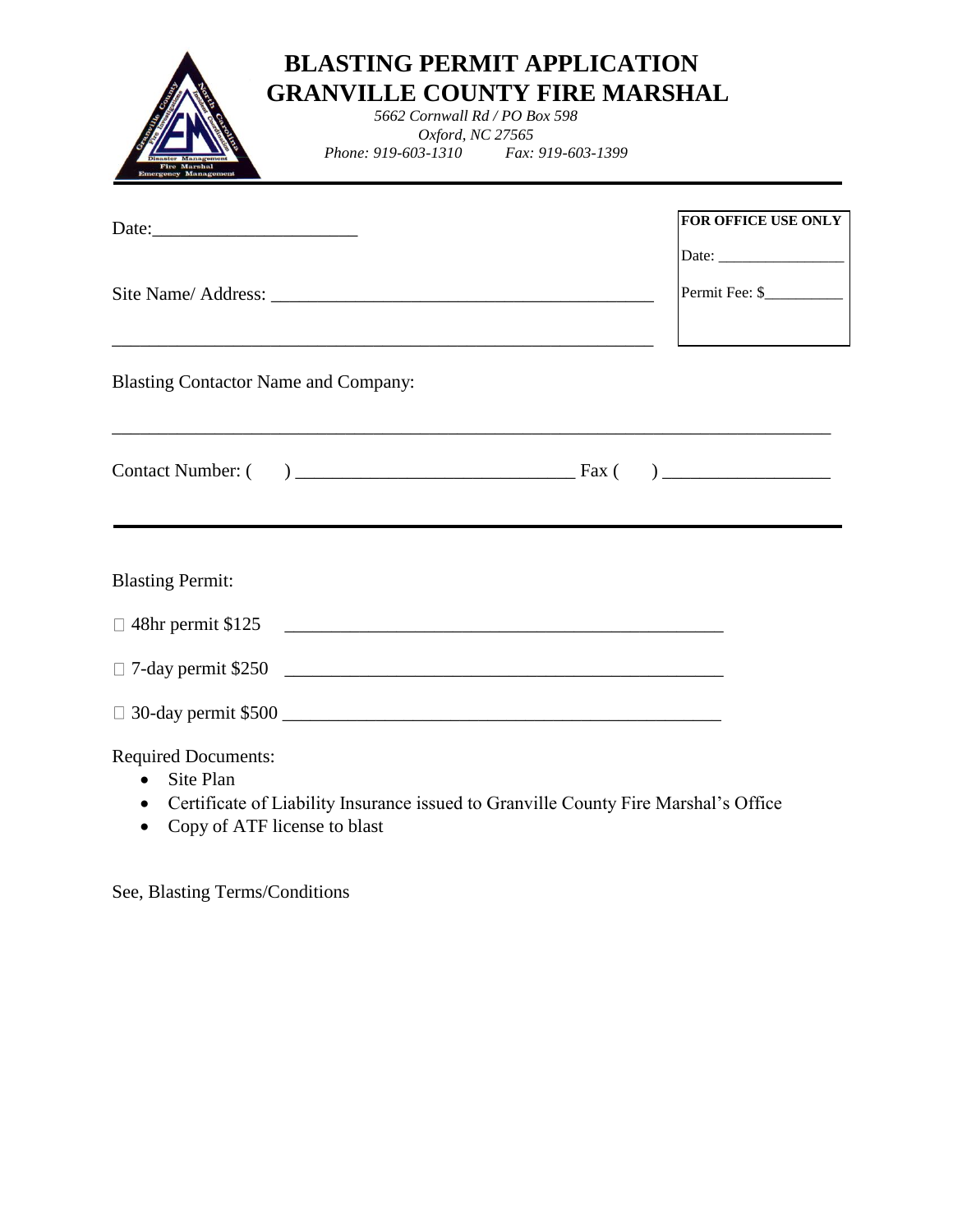# BLASTING PERMIT APPLICATION
# GRANVILLE COUNTY FIRE MARSHAL

*5662 Cornwall Rd / PO Box 598*
*Oxford, NC 27565*
*Phone: 919-603-1310 Fax: 919-603-1399*

---

| **FOR OFFICE USE ONLY** |
|---|
| Date: ________________ |
| Permit Fee: $__________ |

Date:______________________

Site Name/ Address: __________________________________________

____________________________________________________________

Blasting Contactor Name and Company:

________________________________________________________________________________

Contact Number: (    ) ______________________________ Fax (    ) __________________

---

Blasting Permit:

☐ 48hr permit $125 ________________________________________________

☐ 7-day permit $250 ________________________________________________

☐ 30-day permit $500 ________________________________________________

Required Documents:

- Site Plan
- Certificate of Liability Insurance issued to Granville County Fire Marshal's Office
- Copy of ATF license to blast

See, Blasting Terms/Conditions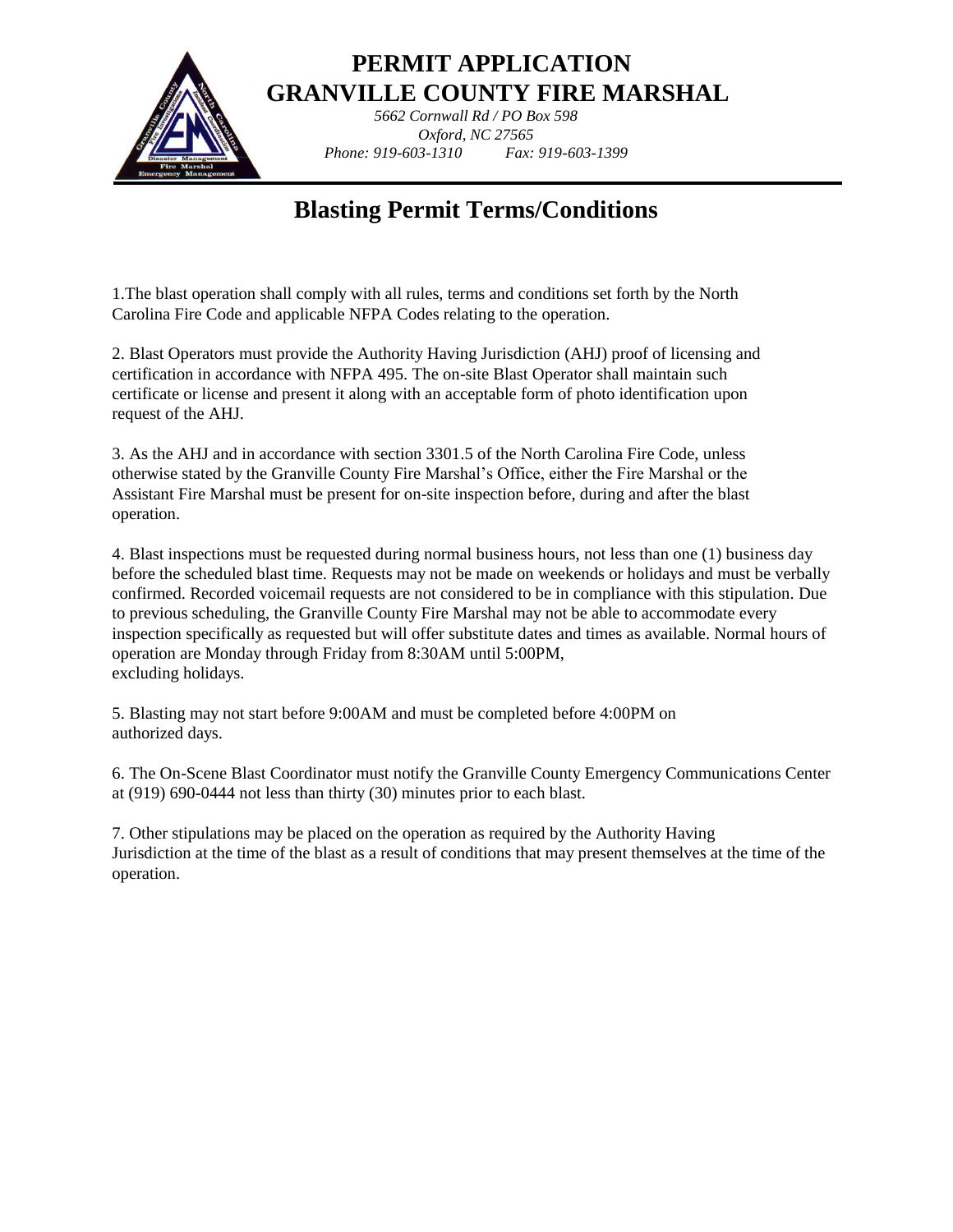# PERMIT APPLICATION
# GRANVILLE COUNTY FIRE MARSHAL

*5662 Cornwall Rd / PO Box 598*
*Oxford, NC 27565*
*Phone: 919-603-1310 Fax: 919-603-1399*

## Blasting Permit Terms/Conditions

1.The blast operation shall comply with all rules, terms and conditions set forth by the North Carolina Fire Code and applicable NFPA Codes relating to the operation.

2. Blast Operators must provide the Authority Having Jurisdiction (AHJ) proof of licensing and certification in accordance with NFPA 495. The on-site Blast Operator shall maintain such certificate or license and present it along with an acceptable form of photo identification upon request of the AHJ.

3. As the AHJ and in accordance with section 3301.5 of the North Carolina Fire Code, unless otherwise stated by the Granville County Fire Marshal's Office, either the Fire Marshal or the Assistant Fire Marshal must be present for on-site inspection before, during and after the blast operation.

4. Blast inspections must be requested during normal business hours, not less than one (1) business day before the scheduled blast time. Requests may not be made on weekends or holidays and must be verbally confirmed. Recorded voicemail requests are not considered to be in compliance with this stipulation. Due to previous scheduling, the Granville County Fire Marshal may not be able to accommodate every inspection specifically as requested but will offer substitute dates and times as available. Normal hours of operation are Monday through Friday from 8:30AM until 5:00PM, excluding holidays.

5. Blasting may not start before 9:00AM and must be completed before 4:00PM on authorized days.

6. The On-Scene Blast Coordinator must notify the Granville County Emergency Communications Center at (919) 690-0444 not less than thirty (30) minutes prior to each blast.

7. Other stipulations may be placed on the operation as required by the Authority Having Jurisdiction at the time of the blast as a result of conditions that may present themselves at the time of the operation.